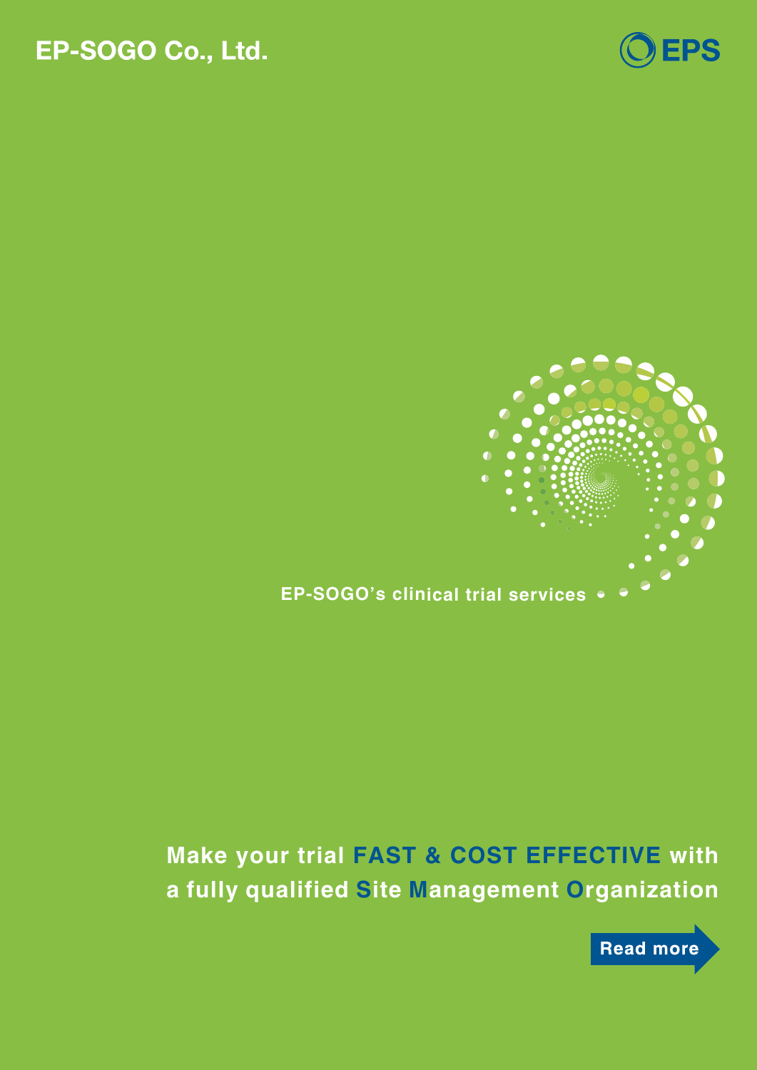# EP-SOGO Co., Ltd.

EPS

EP-SOGO's clinical trial services

**Make your trial FAST & COST EFFECTIVE with a fully qualified Site Management Organization**

Read more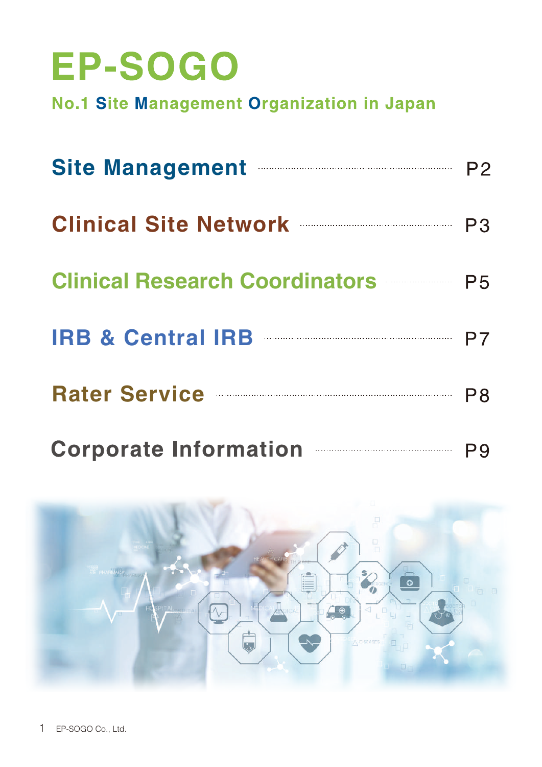# EP-SOGO

**No.1 Site Management Organization in Japan**

| | |
|---|---|
| **Site Management** | P2 |
| **Clinical Site Network** | P3 |
| **Clinical Research Coordinators** | P5 |
| **IRB & Central IRB** | P7 |
| **Rater Service** | P8 |
| **Corporate Information** | P9 |

EP-SOGO Co., Ltd.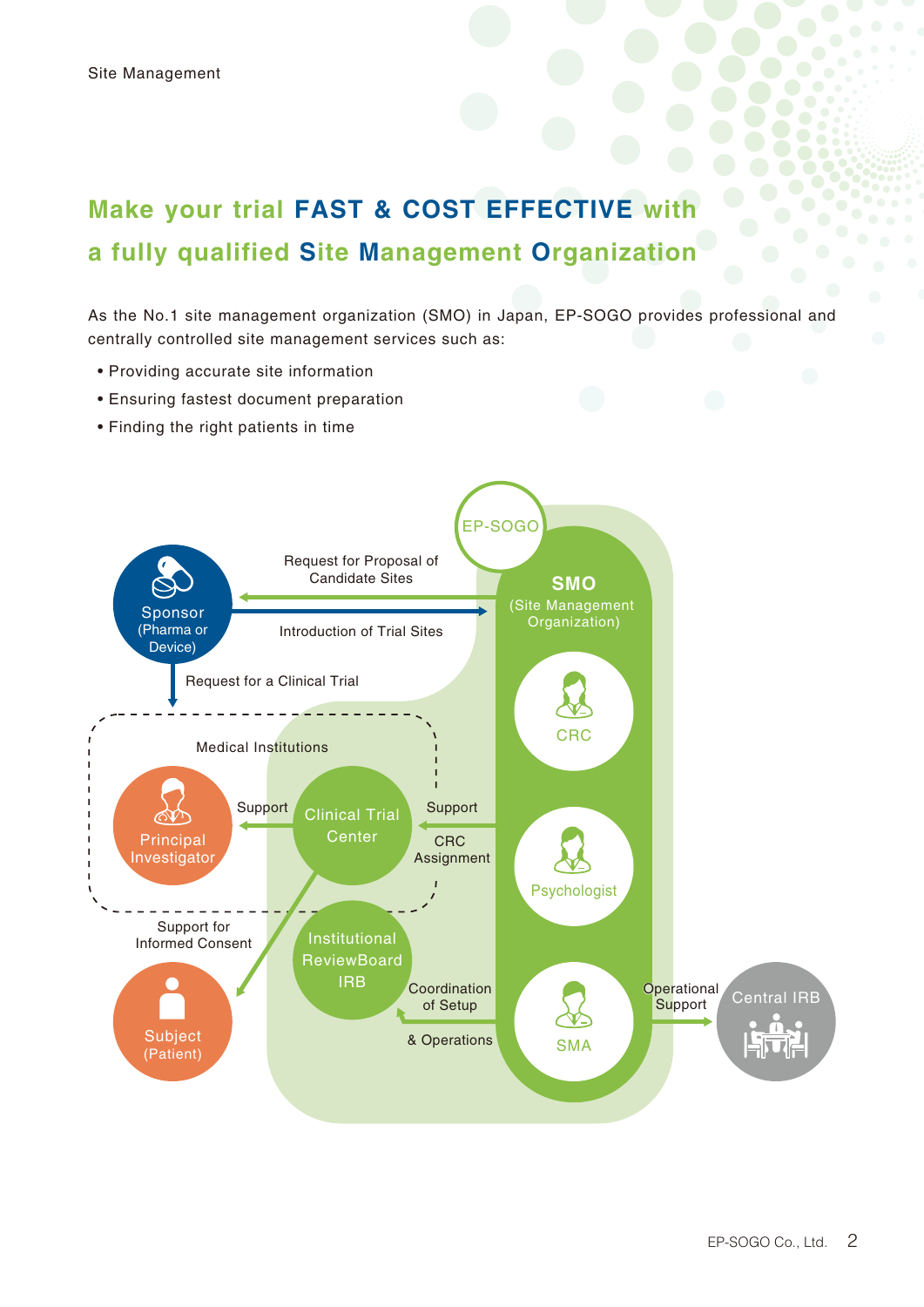# Make your trial FAST & COST EFFECTIVE with a fully qualified Site Management Organization

As the No.1 site management organization (SMO) in Japan, EP-SOGO provides professional and centrally controlled site management services such as:

- Providing accurate site information
- Ensuring fastest document preparation
- Finding the right patients in time

EP-SOGO

Sponsor (Pharma or Device)

Request for Proposal of Candidate Sites

Introduction of Trial Sites

SMO (Site Management Organization)

Request for a Clinical Trial

CRC

Medical Institutions

Principal Investigator

Support

Clinical Trial Center

Support

CRC Assignment

Psychologist

Support for Informed Consent

Institutional ReviewBoard IRB

Coordination of Setup & Operations

SMA

Operational Support

Central IRB

Subject (Patient)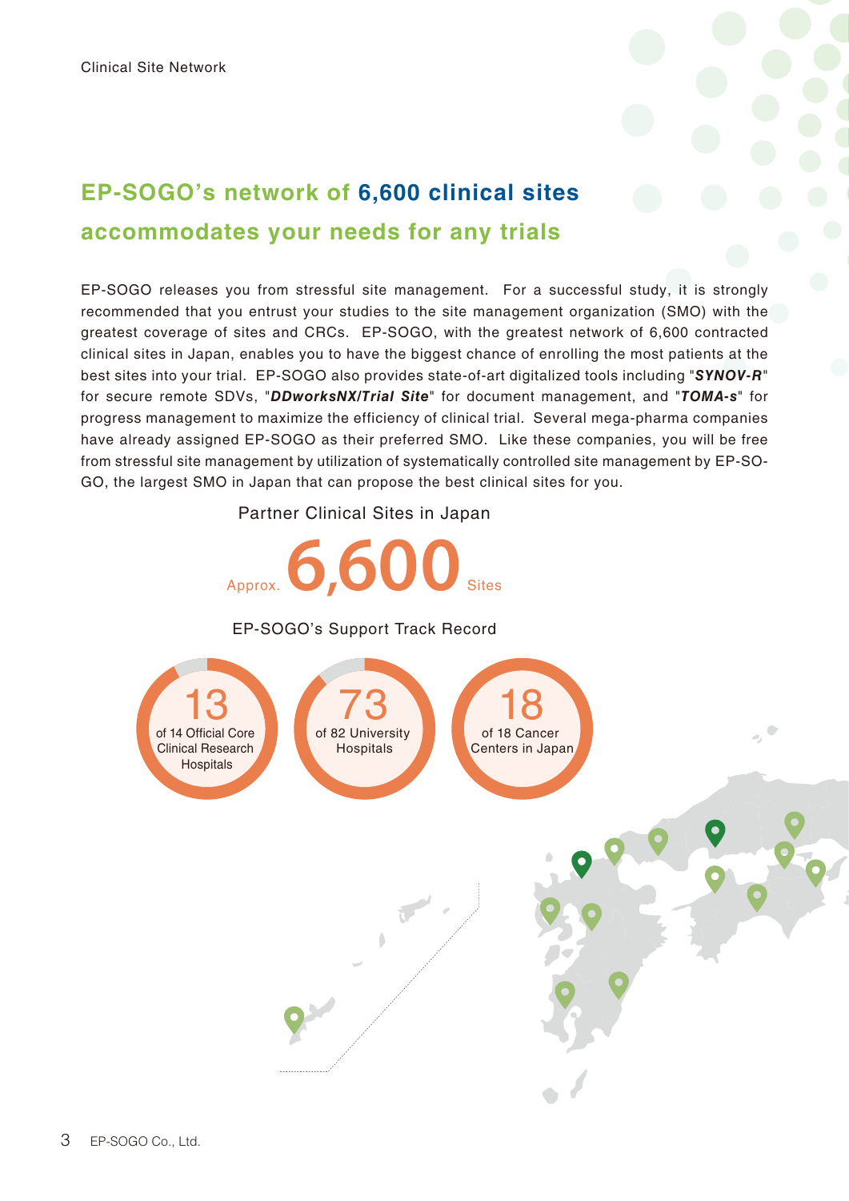Clinical Site Network

## EP-SOGO's network of 6,600 clinical sites accommodates your needs for any trials

EP-SOGO releases you from stressful site management. For a successful study, it is strongly recommended that you entrust your studies to the site management organization (SMO) with the greatest coverage of sites and CRCs. EP-SOGO, with the greatest network of 6,600 contracted clinical sites in Japan, enables you to have the biggest chance of enrolling the most patients at the best sites into your trial. EP-SOGO also provides state-of-art digitalized tools including "***SYNOV-R***" for secure remote SDVs, "***DDworksNX/Trial Site***" for document management, and "***TOMA-s***" for progress management to maximize the efficiency of clinical trial. Several mega-pharma companies have already assigned EP-SOGO as their preferred SMO. Like these companies, you will be free from stressful site management by utilization of systematically controlled site management by EP-SOGO, the largest SMO in Japan that can propose the best clinical sites for you.

Partner Clinical Sites in Japan

Approx. **6,600** Sites

EP-SOGO's Support Track Record

**13** of 14 Official Core Clinical Research Hospitals

**73** of 82 University Hospitals

**18** of 18 Cancer Centers in Japan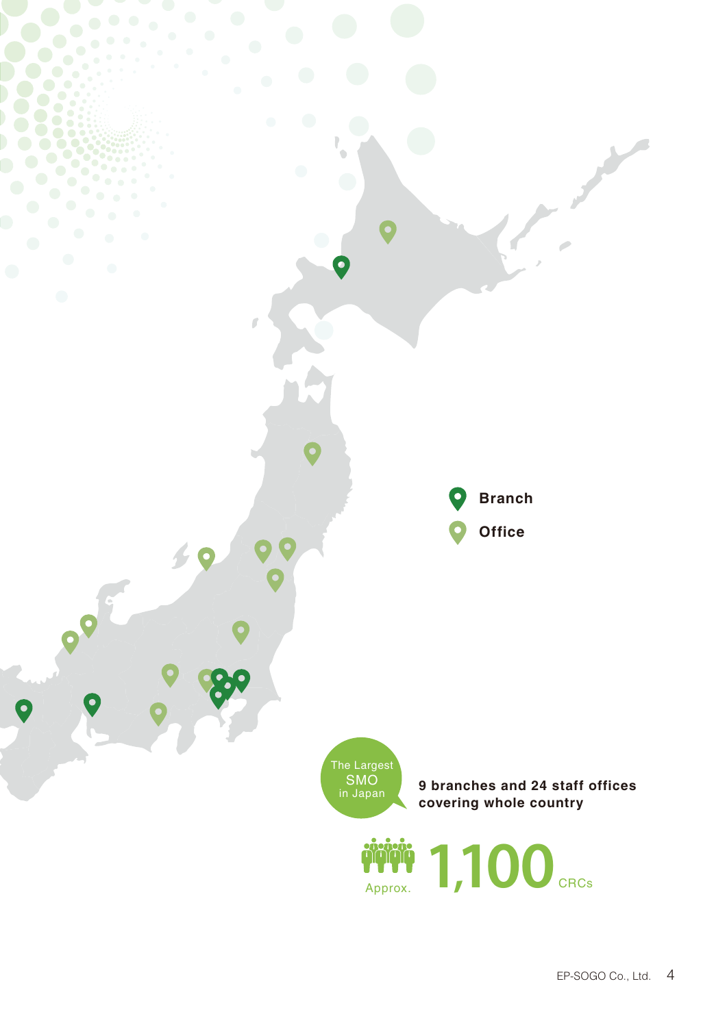**Branch**

**Office**

The Largest SMO in Japan

**9 branches and 24 staff offices covering whole country**

Approx. **1,100** CRCs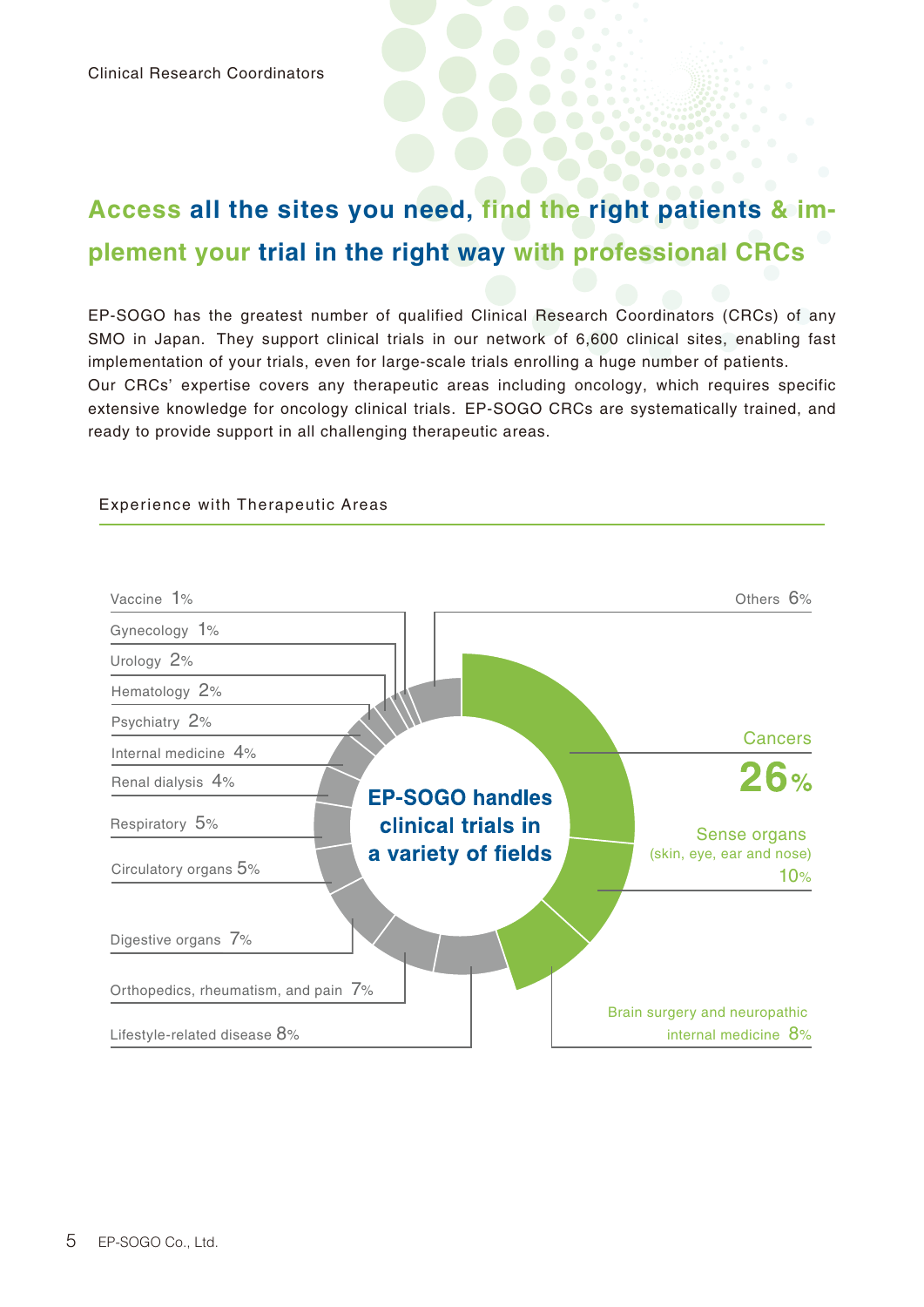Clinical Research Coordinators

# Access all the sites you need, find the right patients & implement your trial in the right way with professional CRCs

EP-SOGO has the greatest number of qualified Clinical Research Coordinators (CRCs) of any SMO in Japan. They support clinical trials in our network of 6,600 clinical sites, enabling fast implementation of your trials, even for large-scale trials enrolling a huge number of patients.
Our CRCs' expertise covers any therapeutic areas including oncology, which requires specific extensive knowledge for oncology clinical trials. EP-SOGO CRCs are systematically trained, and ready to provide support in all challenging therapeutic areas.

## Experience with Therapeutic Areas

**EP-SOGO handles clinical trials in a variety of fields**

| Therapeutic Area | % |
|---|---|
| Cancers | 26% |
| Sense organs (skin, eye, ear and nose) | 10% |
| Brain surgery and neuropathic internal medicine | 8% |
| Lifestyle-related disease | 8% |
| Orthopedics, rheumatism, and pain | 7% |
| Digestive organs | 7% |
| Circulatory organs | 5% |
| Respiratory | 5% |
| Renal dialysis | 4% |
| Internal medicine | 4% |
| Psychiatry | 2% |
| Hematology | 2% |
| Urology | 2% |
| Gynecology | 1% |
| Vaccine | 1% |
| Others | 6% |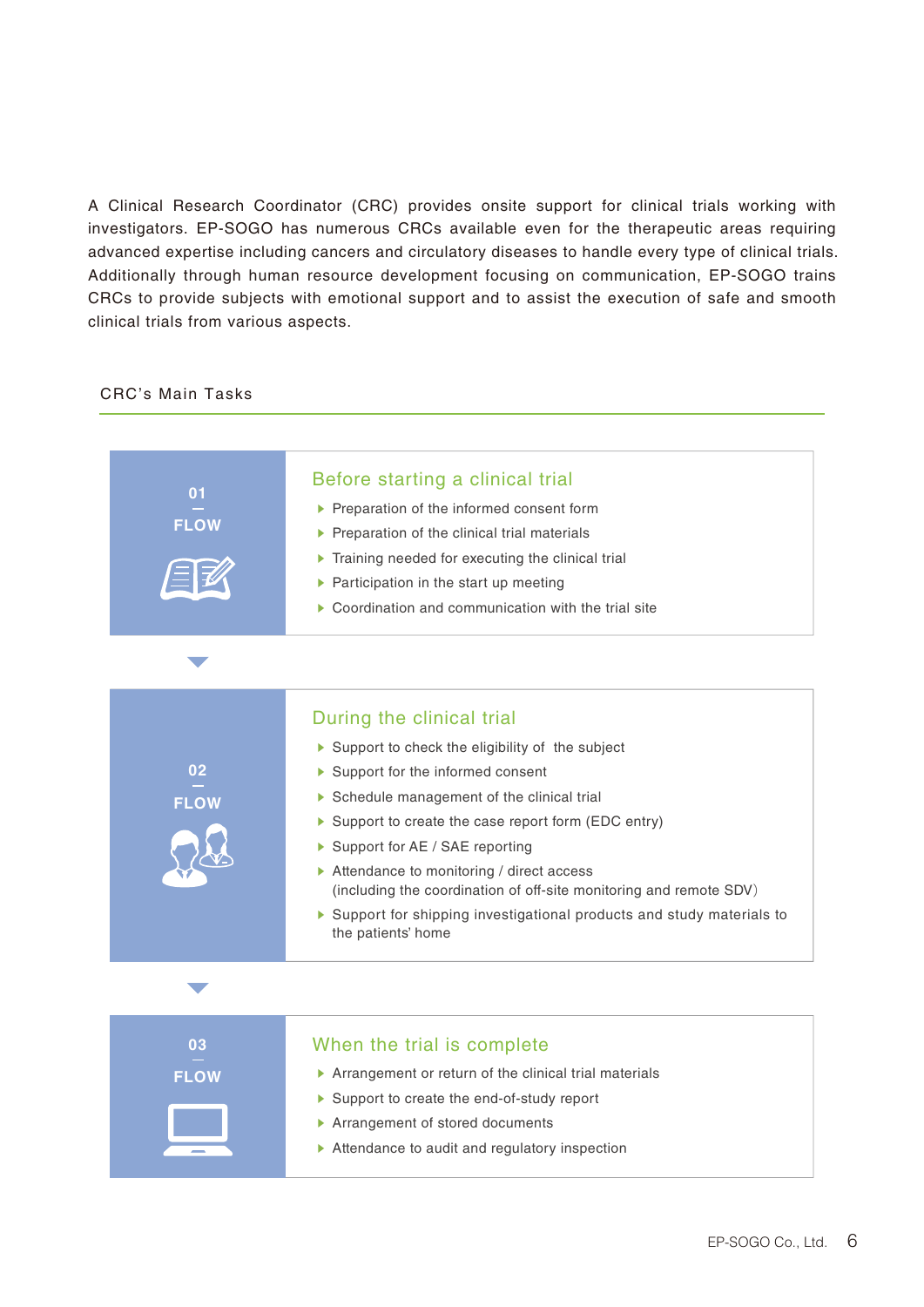A Clinical Research Coordinator (CRC) provides onsite support for clinical trials working with investigators. EP-SOGO has numerous CRCs available even for the therapeutic areas requiring advanced expertise including cancers and circulatory diseases to handle every type of clinical trials. Additionally through human resource development focusing on communication, EP-SOGO trains CRCs to provide subjects with emotional support and to assist the execution of safe and smooth clinical trials from various aspects.

## CRC's Main Tasks

### 01 FLOW

#### Before starting a clinical trial

- Preparation of the informed consent form
- Preparation of the clinical trial materials
- Training needed for executing the clinical trial
- Participation in the start up meeting
- Coordination and communication with the trial site

### 02 FLOW

#### During the clinical trial

- Support to check the eligibility of the subject
- Support for the informed consent
- Schedule management of the clinical trial
- Support to create the case report form (EDC entry)
- Support for AE / SAE reporting
- Attendance to monitoring / direct access (including the coordination of off-site monitoring and remote SDV)
- Support for shipping investigational products and study materials to the patients' home

### 03 FLOW

#### When the trial is complete

- Arrangement or return of the clinical trial materials
- Support to create the end-of-study report
- Arrangement of stored documents
- Attendance to audit and regulatory inspection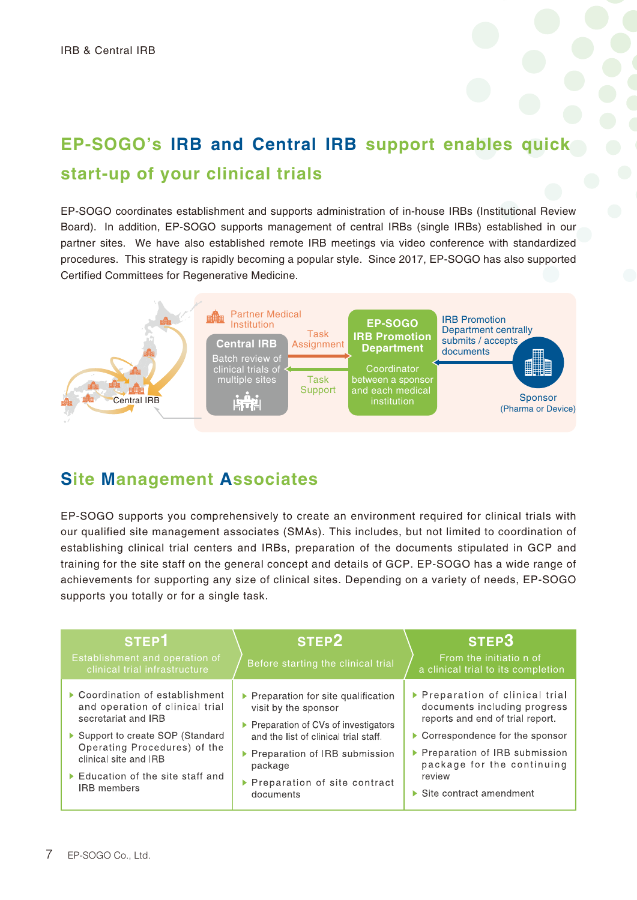## EP-SOGO's IRB and Central IRB support enables quick start-up of your clinical trials

EP-SOGO coordinates establishment and supports administration of in-house IRBs (Institutional Review Board). In addition, EP-SOGO supports management of central IRBs (single IRBs) established in our partner sites. We have also established remote IRB meetings via video conference with standardized procedures. This strategy is rapidly becoming a popular style. Since 2017, EP-SOGO has also supported Certified Committees for Regenerative Medicine.

Central IRB

Partner Medical Institution

**Central IRB**
Batch review of clinical trials of multiple sites

Task Assignment

Task Support

**EP-SOGO IRB Promotion Department**
Coordinator between a sponsor and each medical institution

IRB Promotion Department centrally submits / accepts documents

Sponsor (Pharma or Device)

## Site Management Associates

EP-SOGO supports you comprehensively to create an environment required for clinical trials with our qualified site management associates (SMAs). This includes, but not limited to coordination of establishing clinical trial centers and IRBs, preparation of the documents stipulated in GCP and training for the site staff on the general concept and details of GCP. EP-SOGO has a wide range of achievements for supporting any size of clinical sites. Depending on a variety of needs, EP-SOGO supports you totally or for a single task.

| STEP1<br>Establishment and operation of clinical trial infrastructure | STEP2<br>Before starting the clinical trial | STEP3<br>From the initiatio n of a clinical trial to its completion |
|---|---|---|
| ▶ Coordination of establishment and operation of clinical trial secretariat and IRB<br>▶ Support to create SOP (Standard Operating Procedures) of the clinical site and IRB<br>▶ Education of the site staff and IRB members | ▶ Preparation for site qualification visit by the sponsor<br>▶ Preparation of CVs of investigators and the list of clinical trial staff.<br>▶ Preparation of IRB submission package<br>▶ Preparation of site contract documents | ▶ Preparation of clinical trial documents including progress reports and end of trial report.<br>▶ Correspondence for the sponsor<br>▶ Preparation of IRB submission package for the continuing review<br>▶ Site contract amendment |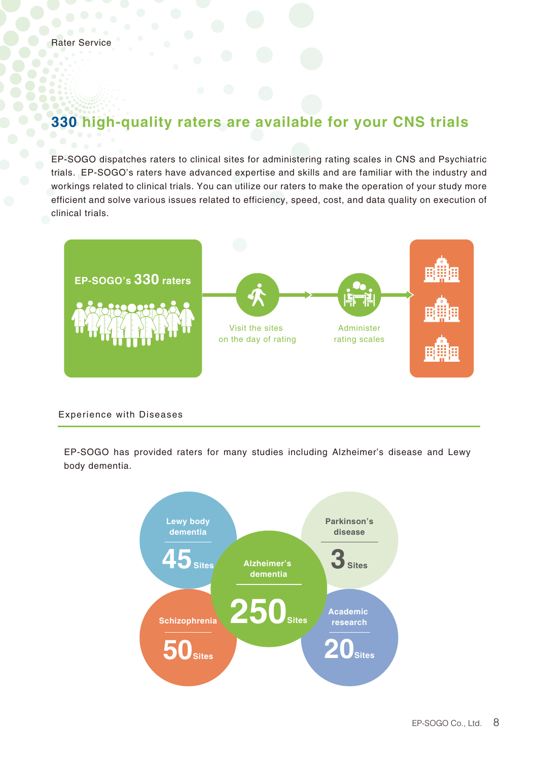Rater Service

## 330 high-quality raters are available for your CNS trials

EP-SOGO dispatches raters to clinical sites for administering rating scales in CNS and Psychiatric trials. EP-SOGO's raters have advanced expertise and skills and are familiar with the industry and workings related to clinical trials. You can utilize our raters to make the operation of your study more efficient and solve various issues related to efficiency, speed, cost, and data quality on execution of clinical trials.

EP-SOGO's 330 raters → Visit the sites on the day of rating → Administer rating scales

### Experience with Diseases

EP-SOGO has provided raters for many studies including Alzheimer's disease and Lewy body dementia.

| Disease | Sites |
| --- | --- |
| Lewy body dementia | 45 Sites |
| Parkinson's disease | 3 Sites |
| Alzheimer's dementia | 250 Sites |
| Schizophrenia | 50 Sites |
| Academic research | 20 Sites |

EP-SOGO Co., Ltd.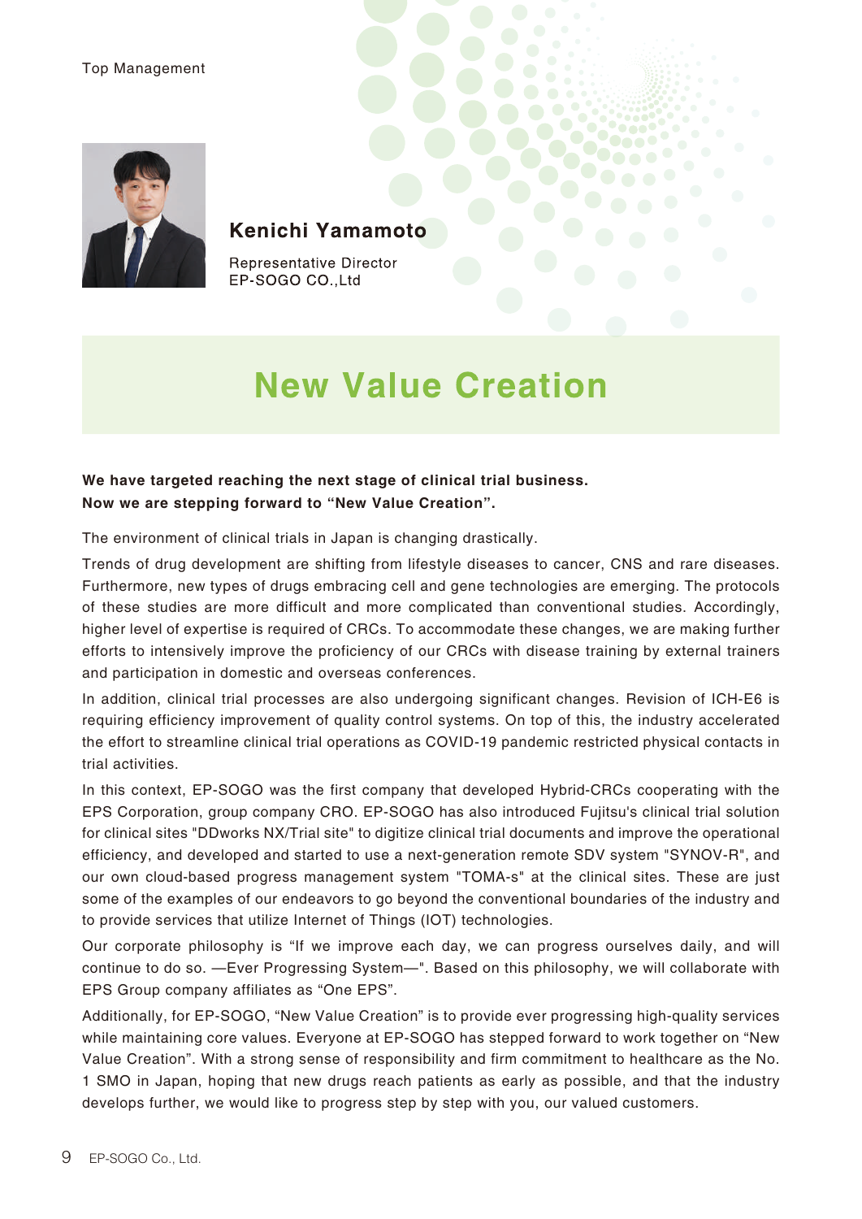Top Management

**Kenichi Yamamoto**

Representative Director
EP-SOGO CO.,Ltd

# New Value Creation

**We have targeted reaching the next stage of clinical trial business.**
**Now we are stepping forward to “New Value Creation”.**

The environment of clinical trials in Japan is changing drastically.

Trends of drug development are shifting from lifestyle diseases to cancer, CNS and rare diseases. Furthermore, new types of drugs embracing cell and gene technologies are emerging. The protocols of these studies are more difficult and more complicated than conventional studies. Accordingly, higher level of expertise is required of CRCs. To accommodate these changes, we are making further efforts to intensively improve the proficiency of our CRCs with disease training by external trainers and participation in domestic and overseas conferences.

In addition, clinical trial processes are also undergoing significant changes. Revision of ICH-E6 is requiring efficiency improvement of quality control systems. On top of this, the industry accelerated the effort to streamline clinical trial operations as COVID-19 pandemic restricted physical contacts in trial activities.

In this context, EP-SOGO was the first company that developed Hybrid-CRCs cooperating with the EPS Corporation, group company CRO. EP-SOGO has also introduced Fujitsu's clinical trial solution for clinical sites "DDworks NX/Trial site" to digitize clinical trial documents and improve the operational efficiency, and developed and started to use a next-generation remote SDV system "SYNOV-R", and our own cloud-based progress management system "TOMA-s" at the clinical sites. These are just some of the examples of our endeavors to go beyond the conventional boundaries of the industry and to provide services that utilize Internet of Things (IOT) technologies.

Our corporate philosophy is “If we improve each day, we can progress ourselves daily, and will continue to do so. —Ever Progressing System—". Based on this philosophy, we will collaborate with EPS Group company affiliates as “One EPS”.

Additionally, for EP-SOGO, “New Value Creation” is to provide ever progressing high-quality services while maintaining core values. Everyone at EP-SOGO has stepped forward to work together on “New Value Creation”. With a strong sense of responsibility and firm commitment to healthcare as the No. 1 SMO in Japan, hoping that new drugs reach patients as early as possible, and that the industry develops further, we would like to progress step by step with you, our valued customers.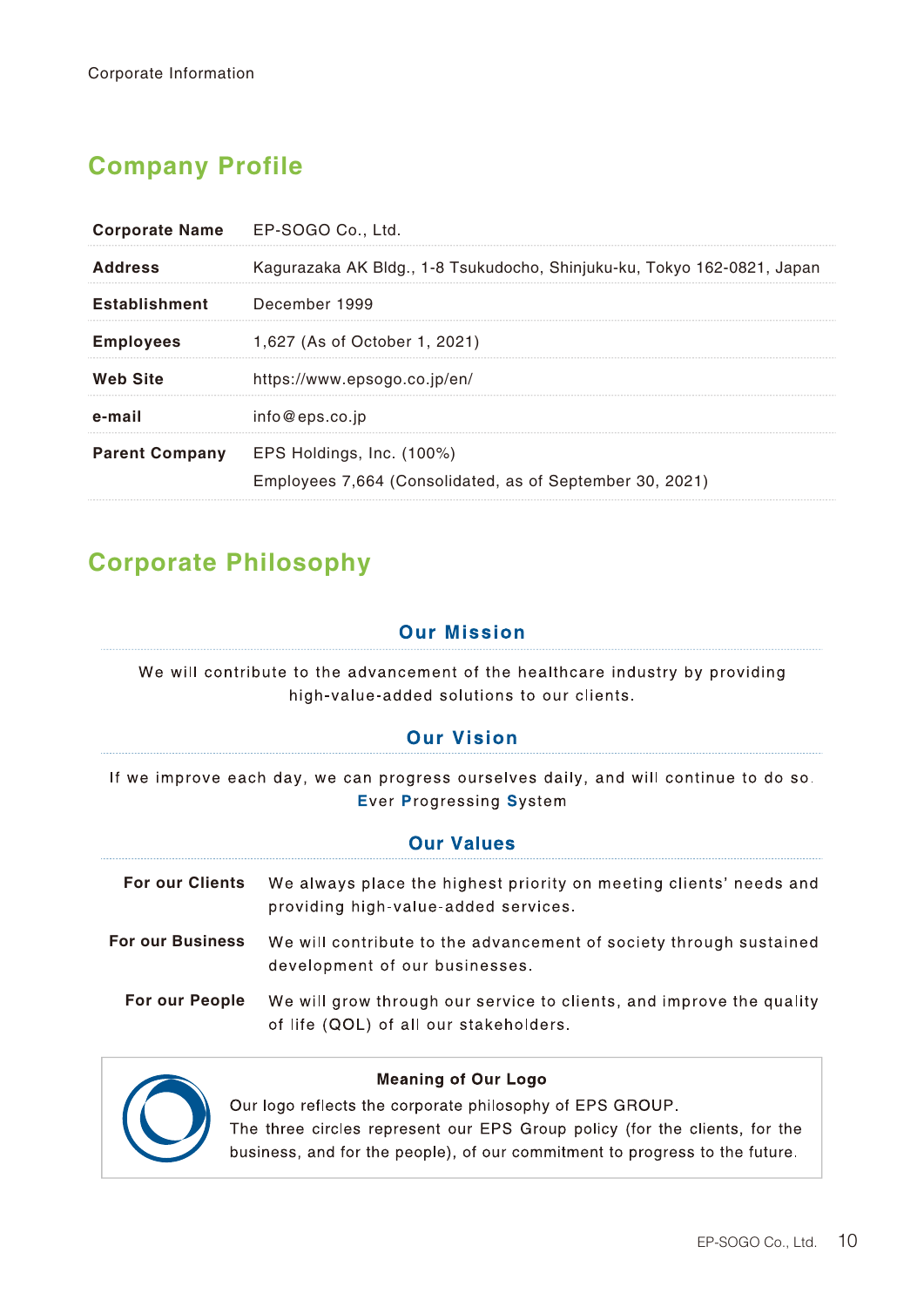Corporate Information

## Company Profile

| | |
|---|---|
| **Corporate Name** | EP-SOGO Co., Ltd. |
| **Address** | Kagurazaka AK Bldg., 1-8 Tsukudocho, Shinjuku-ku, Tokyo 162-0821, Japan |
| **Establishment** | December 1999 |
| **Employees** | 1,627 (As of October 1, 2021) |
| **Web Site** | https://www.epsogo.co.jp/en/ |
| **e-mail** | info@eps.co.jp |
| **Parent Company** | EPS Holdings, Inc. (100%)<br>Employees 7,664 (Consolidated, as of September 30, 2021) |

## Corporate Philosophy

### Our Mission

We will contribute to the advancement of the healthcare industry by providing high-value-added solutions to our clients.

### Our Vision

If we improve each day, we can progress ourselves daily, and will continue to do so.
**E**ver **P**rogressing **S**ystem

### Our Values

| | |
|---|---|
| **For our Clients** | We always place the highest priority on meeting clients' needs and providing high-value-added services. |
| **For our Business** | We will contribute to the advancement of society through sustained development of our businesses. |
| **For our People** | We will grow through our service to clients, and improve the quality of life (QOL) of all our stakeholders. |

**Meaning of Our Logo**

Our logo reflects the corporate philosophy of EPS GROUP.
The three circles represent our EPS Group policy (for the clients, for the business, and for the people), of our commitment to progress to the future.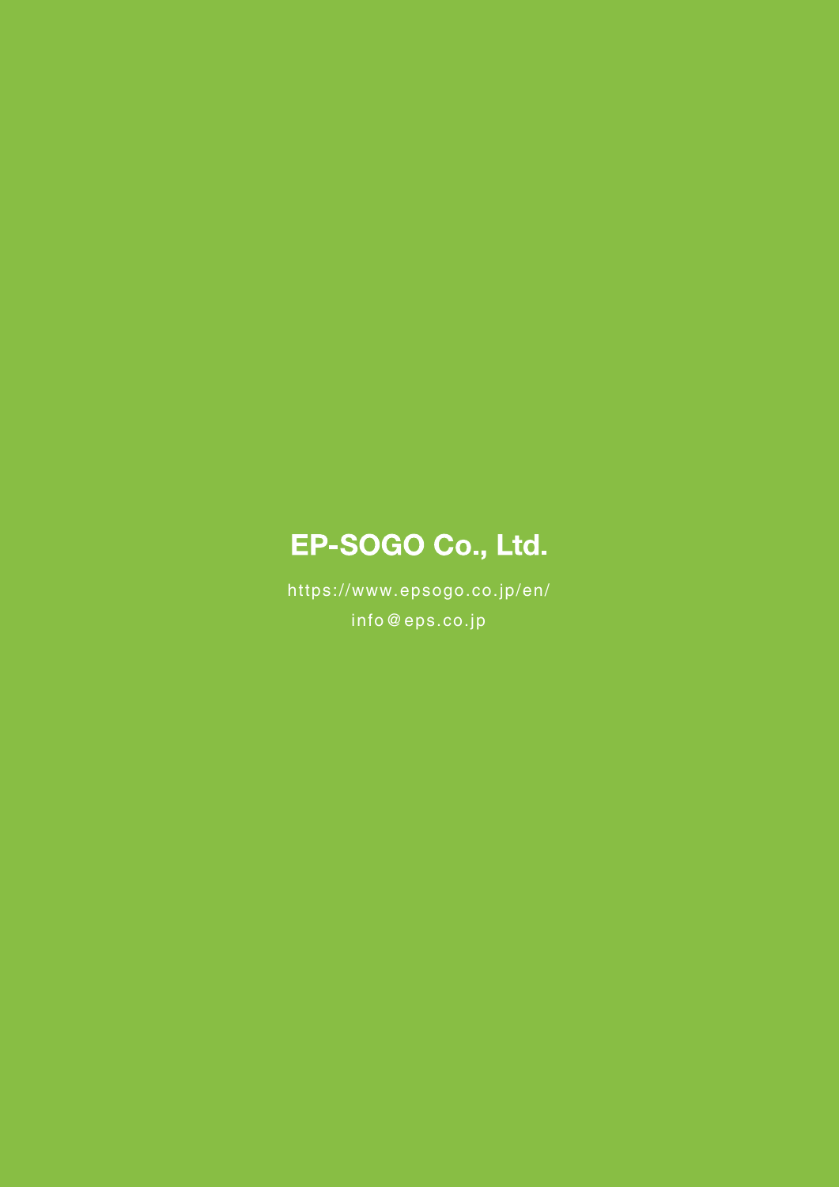**EP-SOGO Co., Ltd.**

https://www.epsogo.co.jp/en/

info@eps.co.jp